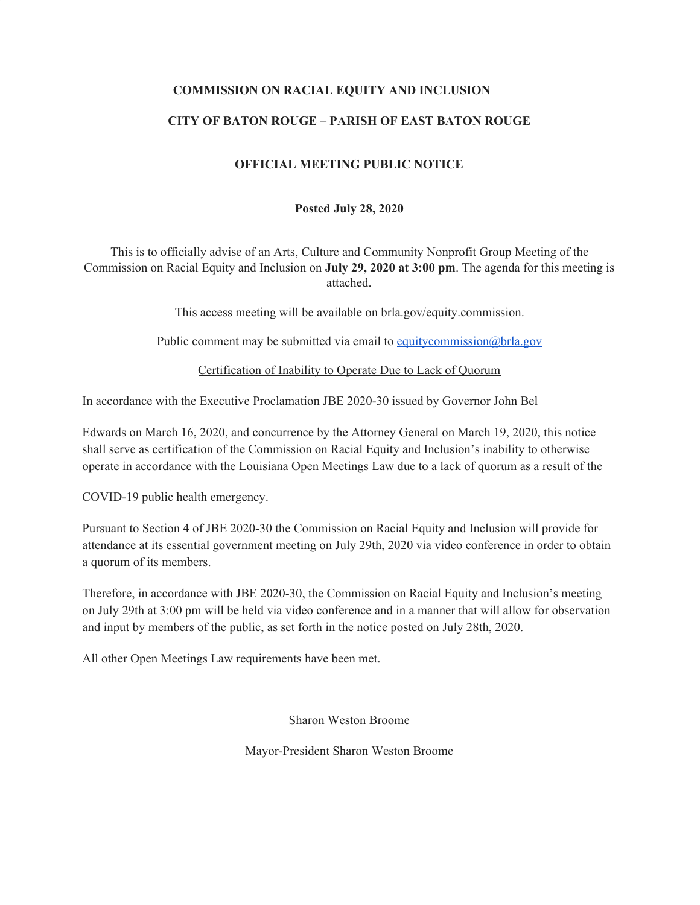**COMMISSION ON RACIAL EQUITY AND INCLUSION**

**CITY OF BATON ROUGE – PARISH OF EAST BATON ROUGE**

**OFFICIAL MEETING PUBLIC NOTICE**

**Posted July 28, 2020**

This is to officially advise of an Arts, Culture and Community Nonprofit Group Meeting of the Commission on Racial Equity and Inclusion on **July 29, 2020 at 3:00 pm**. The agenda for this meeting is attached.

This access meeting will be available on brla.gov/equity.commission.

Public comment may be submitted via email to equitycommission@brla.gov

Certification of Inability to Operate Due to Lack of Quorum

In accordance with the Executive Proclamation JBE 2020-30 issued by Governor John Bel Edwards on March 16, 2020, and concurrence by the Attorney General on March 19, 2020, this notice shall serve as certification of the Commission on Racial Equity and Inclusion's inability to otherwise operate in accordance with the Louisiana Open Meetings Law due to a lack of quorum as a result of the COVID-19 public health emergency.

Pursuant to Section 4 of JBE 2020-30 the Commission on Racial Equity and Inclusion will provide for attendance at its essential government meeting on July 29th, 2020 via video conference in order to obtain a quorum of its members.

Therefore, in accordance with JBE 2020-30, the Commission on Racial Equity and Inclusion's meeting on July 29th at 3:00 pm will be held via video conference and in a manner that will allow for observation and input by members of the public, as set forth in the notice posted on July 28th, 2020.

All other Open Meetings Law requirements have been met.

Sharon Weston Broome

Mayor-President Sharon Weston Broome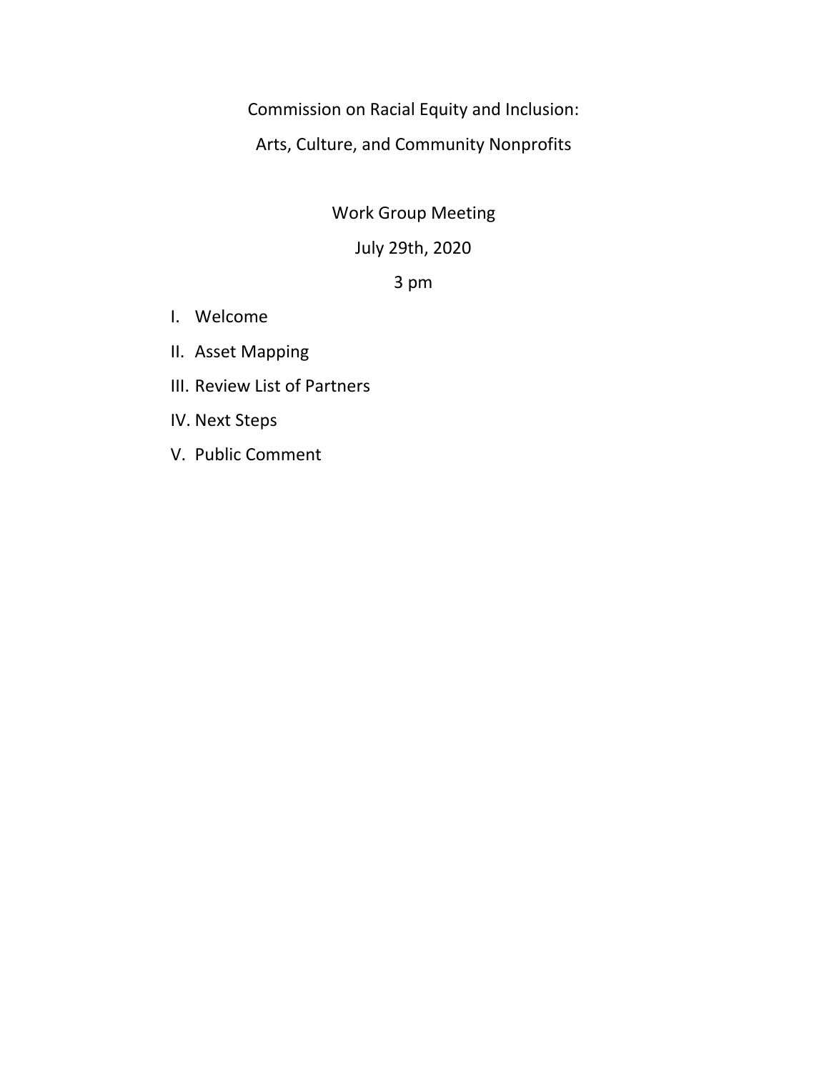# Commission on Racial Equity and Inclusion:

## Arts, Culture, and Community Nonprofits

Work Group Meeting

July 29th, 2020

3 pm

I. Welcome

II. Asset Mapping

III. Review List of Partners

IV. Next Steps

V. Public Comment